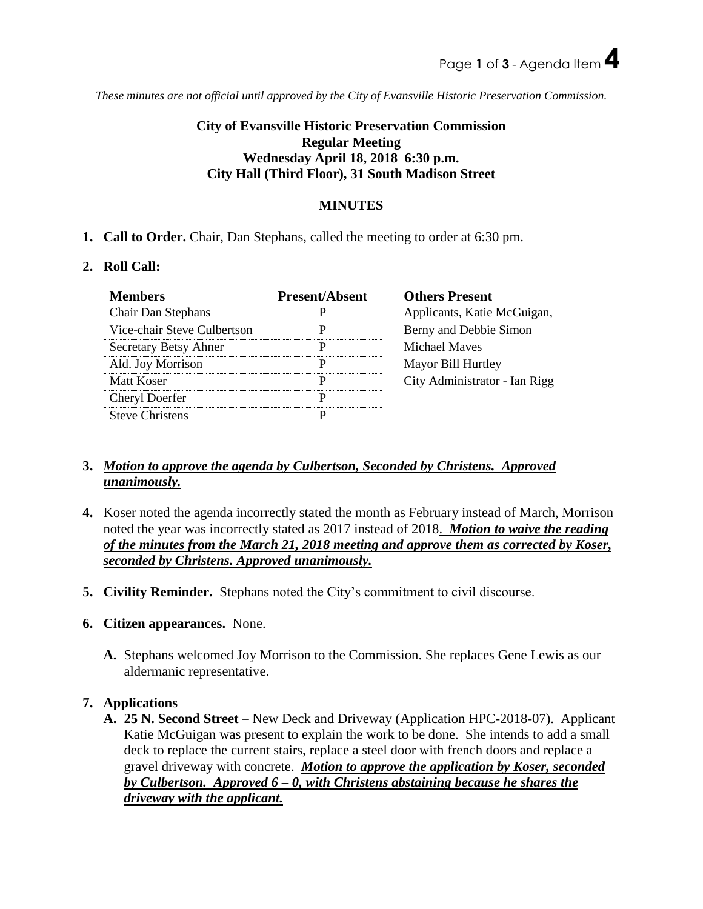*These minutes are not official until approved by the City of Evansville Historic Preservation Commission.*

**City of Evansville Historic Preservation Commission**
**Regular Meeting**
**Wednesday April 18, 2018 6:30 p.m.**
**City Hall (Third Floor), 31 South Madison Street**

**MINUTES**

1. **Call to Order.** Chair, Dan Stephans, called the meeting to order at 6:30 pm.

2. **Roll Call:**

| Members | Present/Absent | Others Present |
|---|---|---|
| Chair Dan Stephans | P | Applicants, Katie McGuigan, |
| Vice-chair Steve Culbertson | P | Berny and Debbie Simon |
| Secretary Betsy Ahner | P | Michael Maves |
| Ald. Joy Morrison | P | Mayor Bill Hurtley |
| Matt Koser | P | City Administrator - Ian Rigg |
| Cheryl Doerfer | P | |
| Steve Christens | P | |

3. ***Motion to approve the agenda by Culbertson, Seconded by Christens. Approved unanimously.***

4. Koser noted the agenda incorrectly stated the month as February instead of March, Morrison noted the year was incorrectly stated as 2017 instead of 2018. ***Motion to waive the reading of the minutes from the March 21, 2018 meeting and approve them as corrected by Koser, seconded by Christens. Approved unanimously.***

5. **Civility Reminder.** Stephans noted the City's commitment to civil discourse.

6. **Citizen appearances.** None.

   A. Stephans welcomed Joy Morrison to the Commission. She replaces Gene Lewis as our aldermanic representative.

7. **Applications**

   A. **25 N. Second Street** – New Deck and Driveway (Application HPC-2018-07). Applicant Katie McGuigan was present to explain the work to be done. She intends to add a small deck to replace the current stairs, replace a steel door with french doors and replace a gravel driveway with concrete. ***Motion to approve the application by Koser, seconded by Culbertson. Approved 6 – 0, with Christens abstaining because he shares the driveway with the applicant.***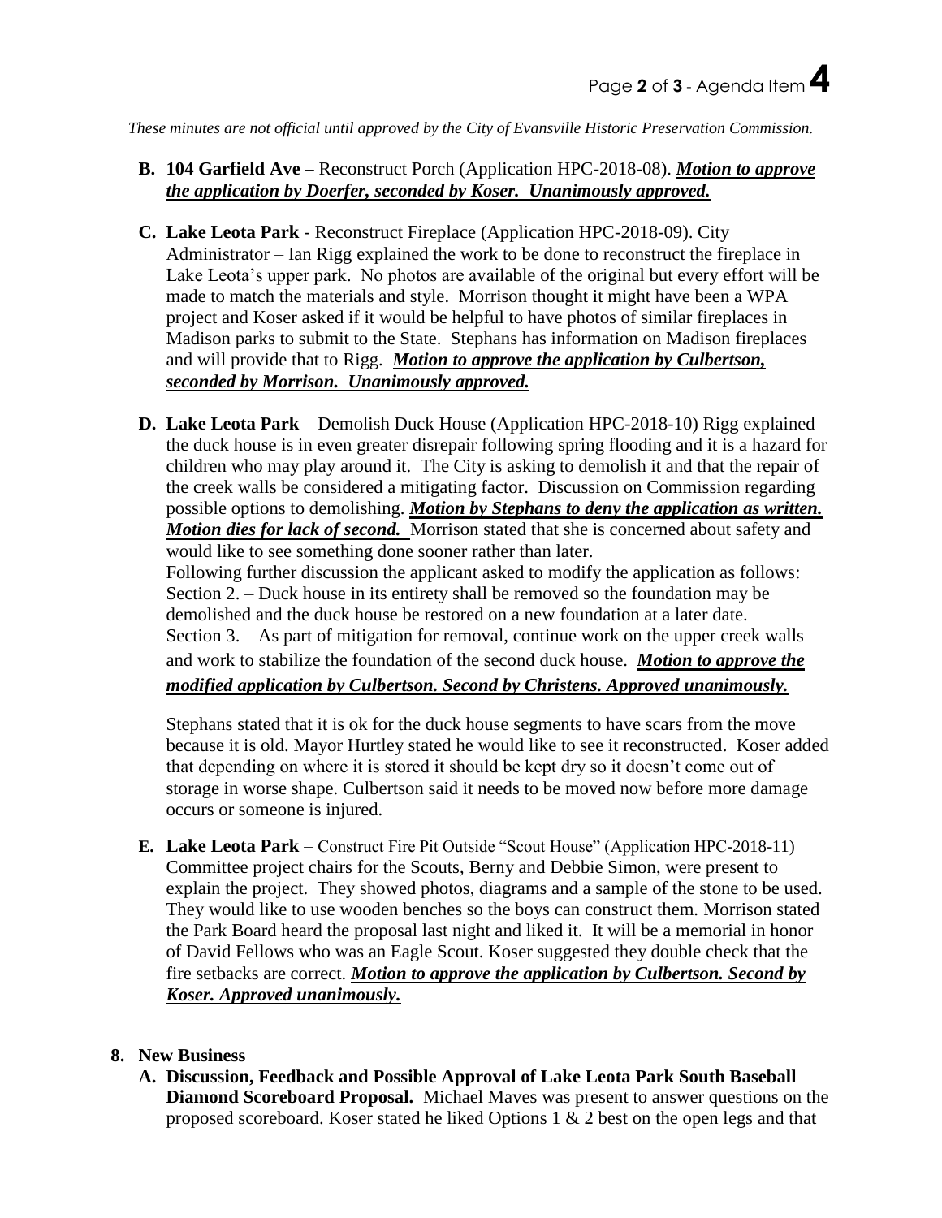*These minutes are not official until approved by the City of Evansville Historic Preservation Commission.*

**B. 104 Garfield Ave –** Reconstruct Porch (Application HPC-2018-08). ***Motion to approve the application by Doerfer, seconded by Koser. Unanimously approved.***

**C. Lake Leota Park** - Reconstruct Fireplace (Application HPC-2018-09). City Administrator – Ian Rigg explained the work to be done to reconstruct the fireplace in Lake Leota's upper park. No photos are available of the original but every effort will be made to match the materials and style. Morrison thought it might have been a WPA project and Koser asked if it would be helpful to have photos of similar fireplaces in Madison parks to submit to the State. Stephans has information on Madison fireplaces and will provide that to Rigg. ***Motion to approve the application by Culbertson, seconded by Morrison. Unanimously approved.***

**D. Lake Leota Park** – Demolish Duck House (Application HPC-2018-10) Rigg explained the duck house is in even greater disrepair following spring flooding and it is a hazard for children who may play around it. The City is asking to demolish it and that the repair of the creek walls be considered a mitigating factor. Discussion on Commission regarding possible options to demolishing. ***Motion by Stephans to deny the application as written. Motion dies for lack of second.*** Morrison stated that she is concerned about safety and would like to see something done sooner rather than later.
Following further discussion the applicant asked to modify the application as follows:
Section 2. – Duck house in its entirety shall be removed so the foundation may be demolished and the duck house be restored on a new foundation at a later date.
Section 3. – As part of mitigation for removal, continue work on the upper creek walls and work to stabilize the foundation of the second duck house. ***Motion to approve the modified application by Culbertson. Second by Christens. Approved unanimously.***

Stephans stated that it is ok for the duck house segments to have scars from the move because it is old. Mayor Hurtley stated he would like to see it reconstructed. Koser added that depending on where it is stored it should be kept dry so it doesn't come out of storage in worse shape. Culbertson said it needs to be moved now before more damage occurs or someone is injured.

**E. Lake Leota Park** – Construct Fire Pit Outside "Scout House" (Application HPC-2018-11) Committee project chairs for the Scouts, Berny and Debbie Simon, were present to explain the project. They showed photos, diagrams and a sample of the stone to be used. They would like to use wooden benches so the boys can construct them. Morrison stated the Park Board heard the proposal last night and liked it. It will be a memorial in honor of David Fellows who was an Eagle Scout. Koser suggested they double check that the fire setbacks are correct. ***Motion to approve the application by Culbertson. Second by Koser. Approved unanimously.***

**8. New Business**

**A. Discussion, Feedback and Possible Approval of Lake Leota Park South Baseball Diamond Scoreboard Proposal.** Michael Maves was present to answer questions on the proposed scoreboard. Koser stated he liked Options 1 & 2 best on the open legs and that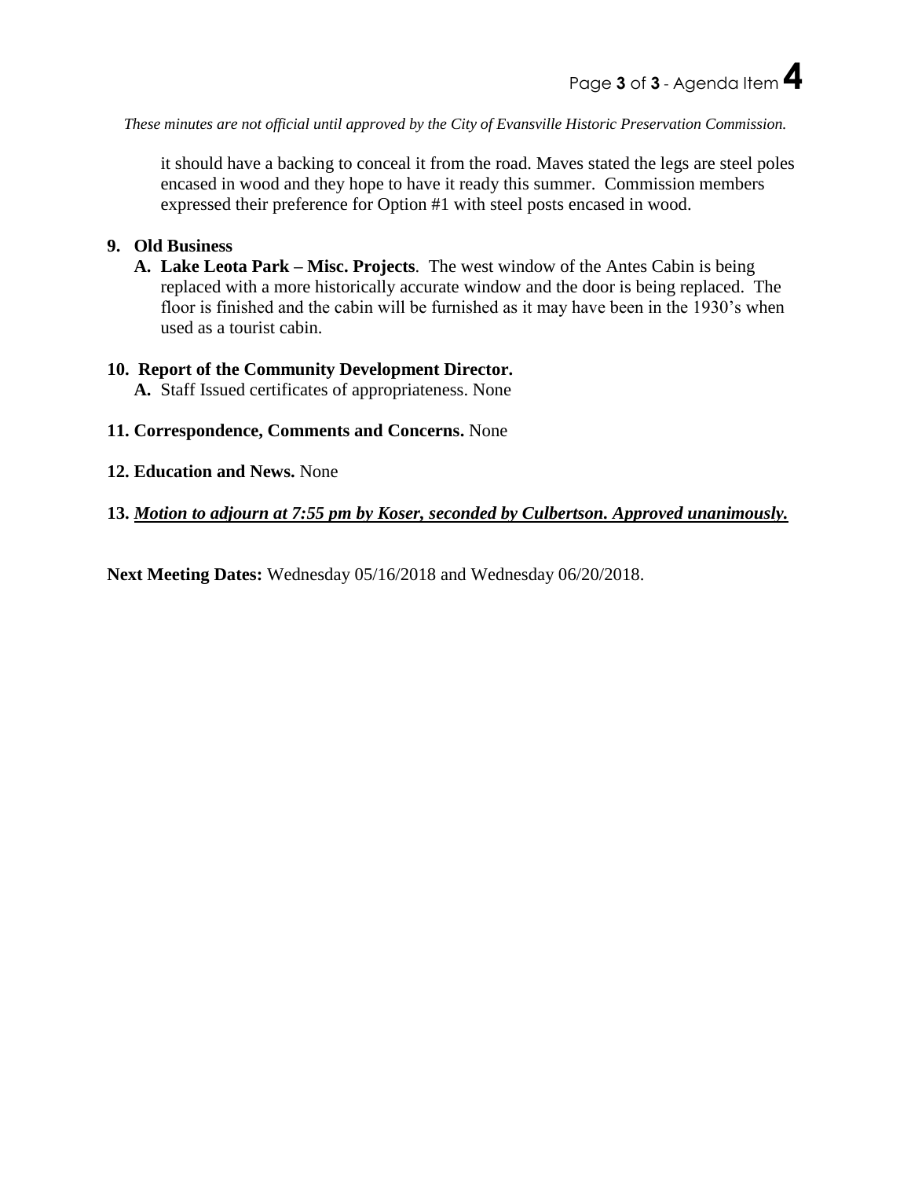*These minutes are not official until approved by the City of Evansville Historic Preservation Commission.*

it should have a backing to conceal it from the road. Maves stated the legs are steel poles encased in wood and they hope to have it ready this summer. Commission members expressed their preference for Option #1 with steel posts encased in wood.

**9. Old Business**

**A. Lake Leota Park – Misc. Projects**. The west window of the Antes Cabin is being replaced with a more historically accurate window and the door is being replaced. The floor is finished and the cabin will be furnished as it may have been in the 1930's when used as a tourist cabin.

**10. Report of the Community Development Director.**

**A.** Staff Issued certificates of appropriateness. None

**11. Correspondence, Comments and Concerns.** None

**12. Education and News.** None

**13.** ***Motion to adjourn at 7:55 pm by Koser, seconded by Culbertson. Approved unanimously.***

**Next Meeting Dates:** Wednesday 05/16/2018 and Wednesday 06/20/2018.